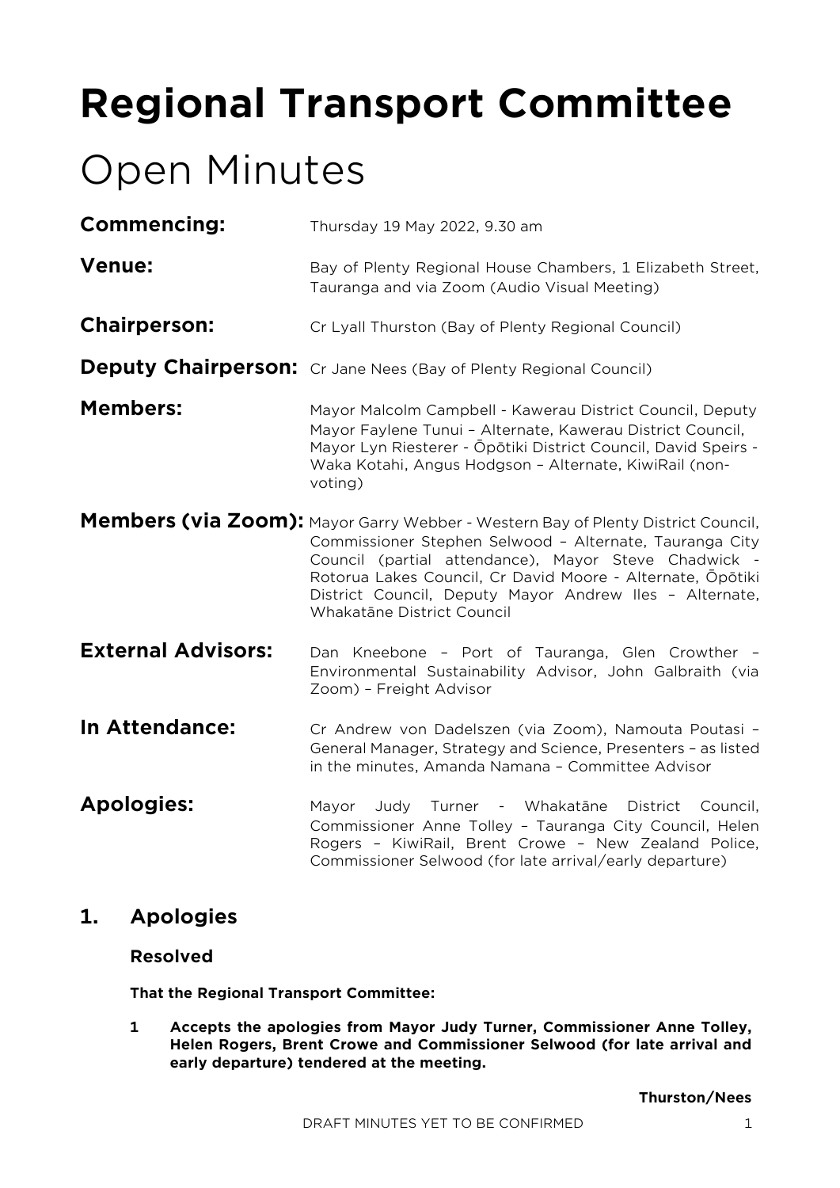# Regional Transport Committee

## Open Minutes

**Commencing:** Thursday 19 May 2022, 9.30 am

**Venue:** Bay of Plenty Regional House Chambers, 1 Elizabeth Street, Tauranga and via Zoom (Audio Visual Meeting)

**Chairperson:** Cr Lyall Thurston (Bay of Plenty Regional Council)

**Deputy Chairperson:** Cr Jane Nees (Bay of Plenty Regional Council)

**Members:** Mayor Malcolm Campbell - Kawerau District Council, Deputy Mayor Faylene Tunui – Alternate, Kawerau District Council, Mayor Lyn Riesterer - Ōpōtiki District Council, David Speirs - Waka Kotahi, Angus Hodgson – Alternate, KiwiRail (non-voting)

**Members (via Zoom):** Mayor Garry Webber - Western Bay of Plenty District Council, Commissioner Stephen Selwood – Alternate, Tauranga City Council (partial attendance), Mayor Steve Chadwick - Rotorua Lakes Council, Cr David Moore - Alternate, Ōpōtiki District Council, Deputy Mayor Andrew Iles – Alternate, Whakatāne District Council

**External Advisors:** Dan Kneebone – Port of Tauranga, Glen Crowther – Environmental Sustainability Advisor, John Galbraith (via Zoom) – Freight Advisor

**In Attendance:** Cr Andrew von Dadelszen (via Zoom), Namouta Poutasi – General Manager, Strategy and Science, Presenters – as listed in the minutes, Amanda Namana – Committee Advisor

**Apologies:** Mayor Judy Turner - Whakatāne District Council, Commissioner Anne Tolley – Tauranga City Council, Helen Rogers – KiwiRail, Brent Crowe – New Zealand Police, Commissioner Selwood (for late arrival/early departure)

## 1. Apologies

### Resolved

**That the Regional Transport Committee:**

**1 Accepts the apologies from Mayor Judy Turner, Commissioner Anne Tolley, Helen Rogers, Brent Crowe and Commissioner Selwood (for late arrival and early departure) tendered at the meeting.**

**Thurston/Nees**

DRAFT MINUTES YET TO BE CONFIRMED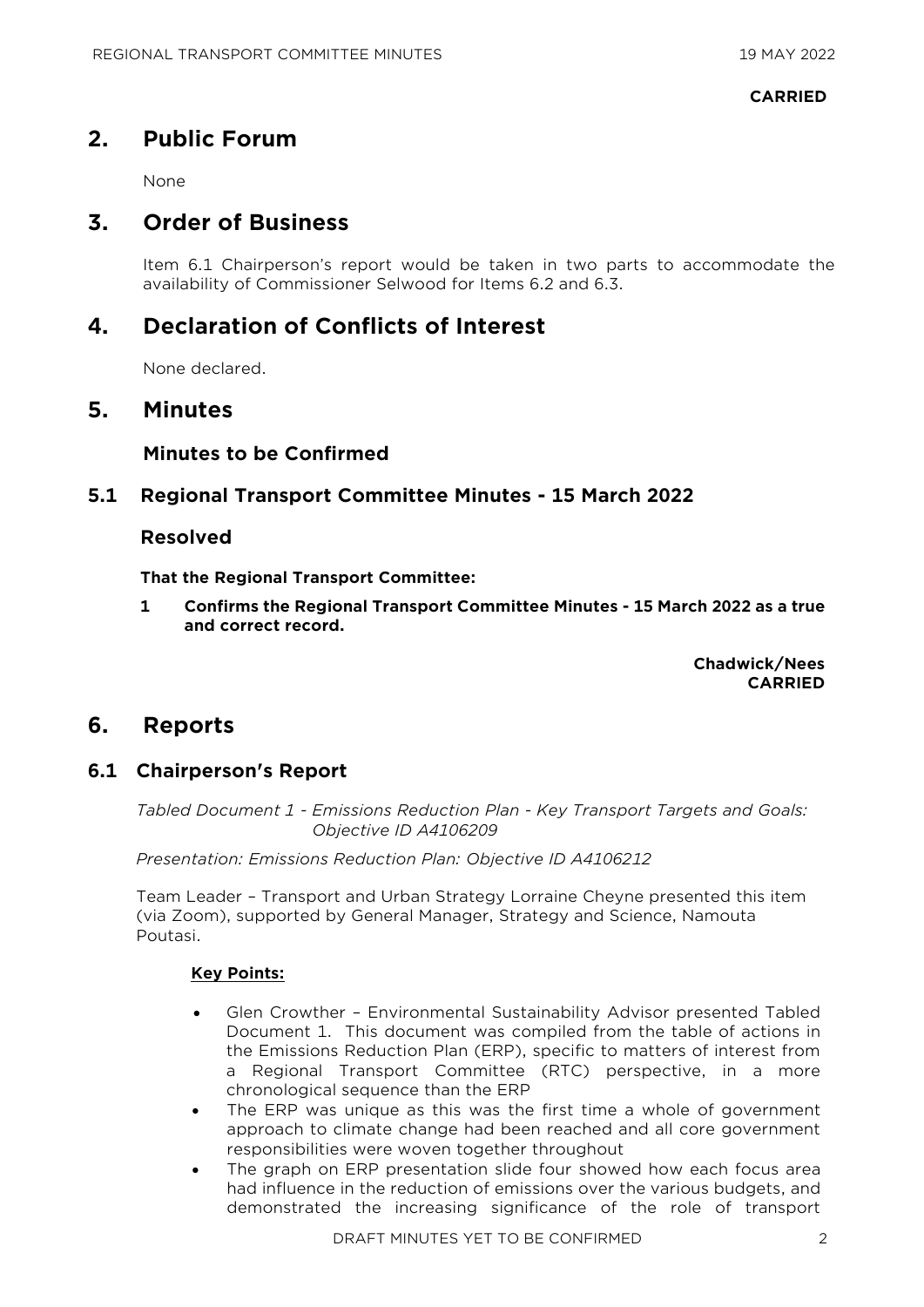**CARRIED**

## 2. Public Forum

None

## 3. Order of Business

Item 6.1 Chairperson's report would be taken in two parts to accommodate the availability of Commissioner Selwood for Items 6.2 and 6.3.

## 4. Declaration of Conflicts of Interest

None declared.

## 5. Minutes

### Minutes to be Confirmed

### 5.1 Regional Transport Committee Minutes - 15 March 2022

#### Resolved

**That the Regional Transport Committee:**

**1 Confirms the Regional Transport Committee Minutes - 15 March 2022 as a true and correct record.**

**Chadwick/Nees**
**CARRIED**

## 6. Reports

### 6.1 Chairperson's Report

*Tabled Document 1 - Emissions Reduction Plan - Key Transport Targets and Goals: Objective ID A4106209*

*Presentation: Emissions Reduction Plan: Objective ID A4106212*

Team Leader – Transport and Urban Strategy Lorraine Cheyne presented this item (via Zoom), supported by General Manager, Strategy and Science, Namouta Poutasi.

**Key Points:**

- Glen Crowther – Environmental Sustainability Advisor presented Tabled Document 1. This document was compiled from the table of actions in the Emissions Reduction Plan (ERP), specific to matters of interest from a Regional Transport Committee (RTC) perspective, in a more chronological sequence than the ERP
- The ERP was unique as this was the first time a whole of government approach to climate change had been reached and all core government responsibilities were woven together throughout
- The graph on ERP presentation slide four showed how each focus area had influence in the reduction of emissions over the various budgets, and demonstrated the increasing significance of the role of transport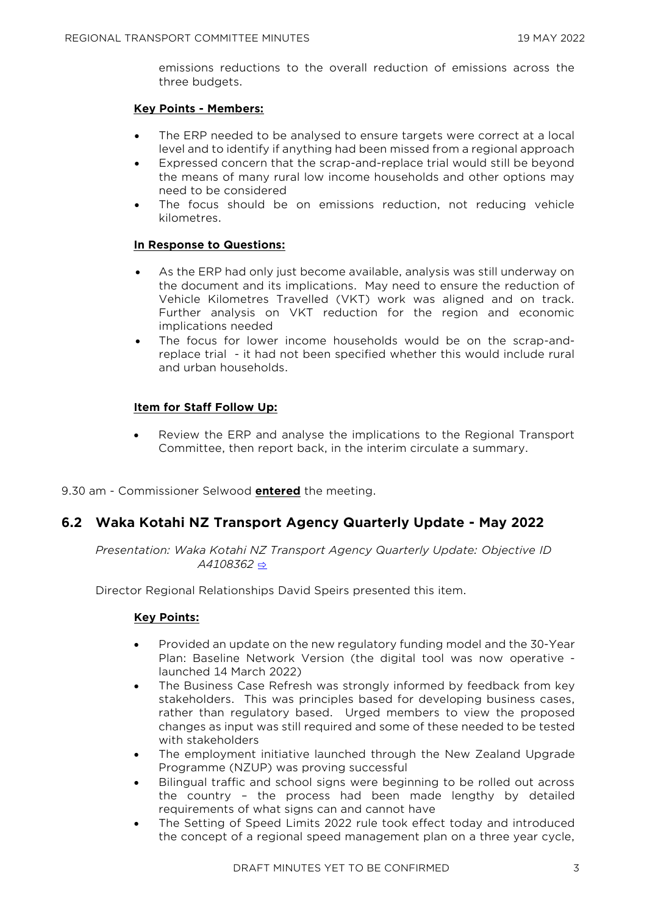emissions reductions to the overall reduction of emissions across the three budgets.

**Key Points - Members:**

- The ERP needed to be analysed to ensure targets were correct at a local level and to identify if anything had been missed from a regional approach
- Expressed concern that the scrap-and-replace trial would still be beyond the means of many rural low income households and other options may need to be considered
- The focus should be on emissions reduction, not reducing vehicle kilometres.

**In Response to Questions:**

- As the ERP had only just become available, analysis was still underway on the document and its implications. May need to ensure the reduction of Vehicle Kilometres Travelled (VKT) work was aligned and on track. Further analysis on VKT reduction for the region and economic implications needed
- The focus for lower income households would be on the scrap-and-replace trial - it had not been specified whether this would include rural and urban households.

**Item for Staff Follow Up:**

- Review the ERP and analyse the implications to the Regional Transport Committee, then report back, in the interim circulate a summary.

9.30 am - Commissioner Selwood **entered** the meeting.

## 6.2 Waka Kotahi NZ Transport Agency Quarterly Update - May 2022

*Presentation: Waka Kotahi NZ Transport Agency Quarterly Update: Objective ID A4108362* ⇨

Director Regional Relationships David Speirs presented this item.

**Key Points:**

- Provided an update on the new regulatory funding model and the 30-Year Plan: Baseline Network Version (the digital tool was now operative - launched 14 March 2022)
- The Business Case Refresh was strongly informed by feedback from key stakeholders. This was principles based for developing business cases, rather than regulatory based. Urged members to view the proposed changes as input was still required and some of these needed to be tested with stakeholders
- The employment initiative launched through the New Zealand Upgrade Programme (NZUP) was proving successful
- Bilingual traffic and school signs were beginning to be rolled out across the country – the process had been made lengthy by detailed requirements of what signs can and cannot have
- The Setting of Speed Limits 2022 rule took effect today and introduced the concept of a regional speed management plan on a three year cycle,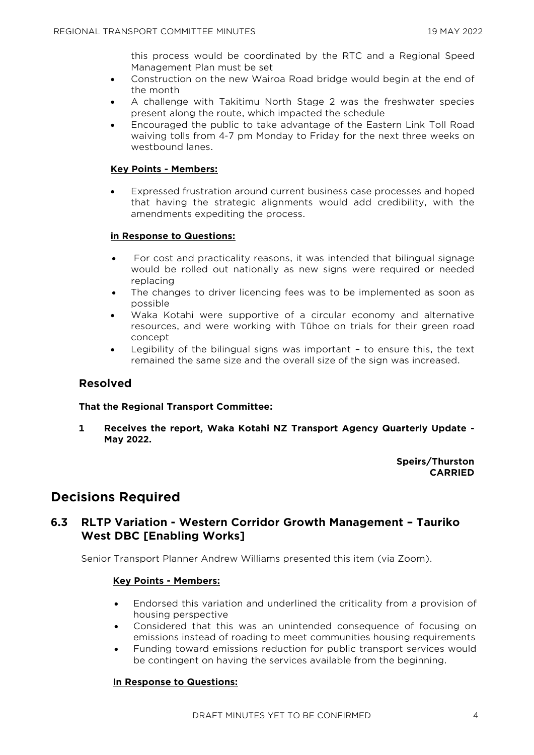this process would be coordinated by the RTC and a Regional Speed Management Plan must be set

- Construction on the new Wairoa Road bridge would begin at the end of the month
- A challenge with Takitimu North Stage 2 was the freshwater species present along the route, which impacted the schedule
- Encouraged the public to take advantage of the Eastern Link Toll Road waiving tolls from 4-7 pm Monday to Friday for the next three weeks on westbound lanes.

**Key Points - Members:**

- Expressed frustration around current business case processes and hoped that having the strategic alignments would add credibility, with the amendments expediting the process.

**in Response to Questions:**

- For cost and practicality reasons, it was intended that bilingual signage would be rolled out nationally as new signs were required or needed replacing
- The changes to driver licencing fees was to be implemented as soon as possible
- Waka Kotahi were supportive of a circular economy and alternative resources, and were working with Tūhoe on trials for their green road concept
- Legibility of the bilingual signs was important – to ensure this, the text remained the same size and the overall size of the sign was increased.

### Resolved

**That the Regional Transport Committee:**

**1 Receives the report, Waka Kotahi NZ Transport Agency Quarterly Update - May 2022.**

**Speirs/Thurston**
**CARRIED**

## Decisions Required

### 6.3 RLTP Variation - Western Corridor Growth Management – Tauriko West DBC [Enabling Works]

Senior Transport Planner Andrew Williams presented this item (via Zoom).

**Key Points - Members:**

- Endorsed this variation and underlined the criticality from a provision of housing perspective
- Considered that this was an unintended consequence of focusing on emissions instead of roading to meet communities housing requirements
- Funding toward emissions reduction for public transport services would be contingent on having the services available from the beginning.

**In Response to Questions:**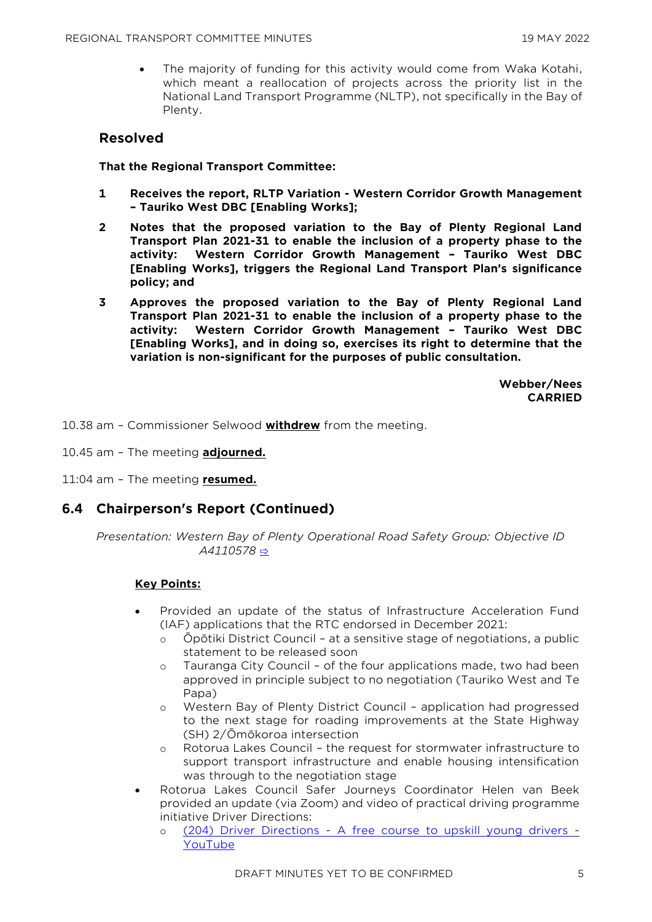- The majority of funding for this activity would come from Waka Kotahi, which meant a reallocation of projects across the priority list in the National Land Transport Programme (NLTP), not specifically in the Bay of Plenty.

## Resolved

**That the Regional Transport Committee:**

**1 Receives the report, RLTP Variation - Western Corridor Growth Management – Tauriko West DBC [Enabling Works];**

**2 Notes that the proposed variation to the Bay of Plenty Regional Land Transport Plan 2021-31 to enable the inclusion of a property phase to the activity: Western Corridor Growth Management – Tauriko West DBC [Enabling Works], triggers the Regional Land Transport Plan's significance policy; and**

**3 Approves the proposed variation to the Bay of Plenty Regional Land Transport Plan 2021-31 to enable the inclusion of a property phase to the activity: Western Corridor Growth Management – Tauriko West DBC [Enabling Works], and in doing so, exercises its right to determine that the variation is non-significant for the purposes of public consultation.**

**Webber/Nees**
**CARRIED**

10.38 am – Commissioner Selwood **withdrew** from the meeting.

10.45 am – The meeting **adjourned.**

11:04 am – The meeting **resumed.**

## 6.4 Chairperson's Report (Continued)

*Presentation: Western Bay of Plenty Operational Road Safety Group: Objective ID A4110578* ⇨

**Key Points:**

- Provided an update of the status of Infrastructure Acceleration Fund (IAF) applications that the RTC endorsed in December 2021:
  - Ōpōtiki District Council – at a sensitive stage of negotiations, a public statement to be released soon
  - Tauranga City Council – of the four applications made, two had been approved in principle subject to no negotiation (Tauriko West and Te Papa)
  - Western Bay of Plenty District Council – application had progressed to the next stage for roading improvements at the State Highway (SH) 2/Ōmōkoroa intersection
  - Rotorua Lakes Council – the request for stormwater infrastructure to support transport infrastructure and enable housing intensification was through to the negotiation stage
- Rotorua Lakes Council Safer Journeys Coordinator Helen van Beek provided an update (via Zoom) and video of practical driving programme initiative Driver Directions:
  - (204) Driver Directions - A free course to upskill young drivers - YouTube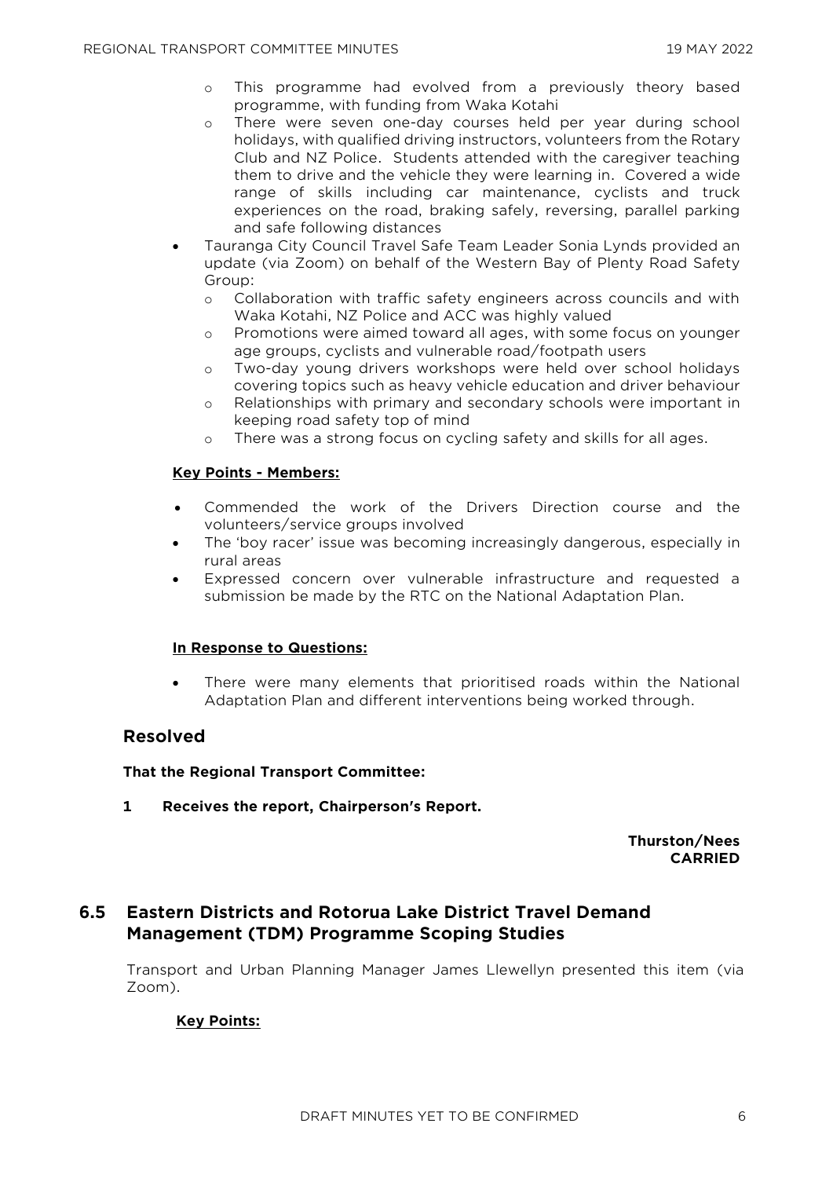- This programme had evolved from a previously theory based programme, with funding from Waka Kotahi
    - There were seven one-day courses held per year during school holidays, with qualified driving instructors, volunteers from the Rotary Club and NZ Police. Students attended with the caregiver teaching them to drive and the vehicle they were learning in. Covered a wide range of skills including car maintenance, cyclists and truck experiences on the road, braking safely, reversing, parallel parking and safe following distances
- Tauranga City Council Travel Safe Team Leader Sonia Lynds provided an update (via Zoom) on behalf of the Western Bay of Plenty Road Safety Group:
    - Collaboration with traffic safety engineers across councils and with Waka Kotahi, NZ Police and ACC was highly valued
    - Promotions were aimed toward all ages, with some focus on younger age groups, cyclists and vulnerable road/footpath users
    - Two-day young drivers workshops were held over school holidays covering topics such as heavy vehicle education and driver behaviour
    - Relationships with primary and secondary schools were important in keeping road safety top of mind
    - There was a strong focus on cycling safety and skills for all ages.

**Key Points - Members:**

- Commended the work of the Drivers Direction course and the volunteers/service groups involved
- The 'boy racer' issue was becoming increasingly dangerous, especially in rural areas
- Expressed concern over vulnerable infrastructure and requested a submission be made by the RTC on the National Adaptation Plan.

**In Response to Questions:**

- There were many elements that prioritised roads within the National Adaptation Plan and different interventions being worked through.

## Resolved

**That the Regional Transport Committee:**

**1 Receives the report, Chairperson's Report.**

**Thurston/Nees**
**CARRIED**

## 6.5 Eastern Districts and Rotorua Lake District Travel Demand Management (TDM) Programme Scoping Studies

Transport and Urban Planning Manager James Llewellyn presented this item (via Zoom).

**Key Points:**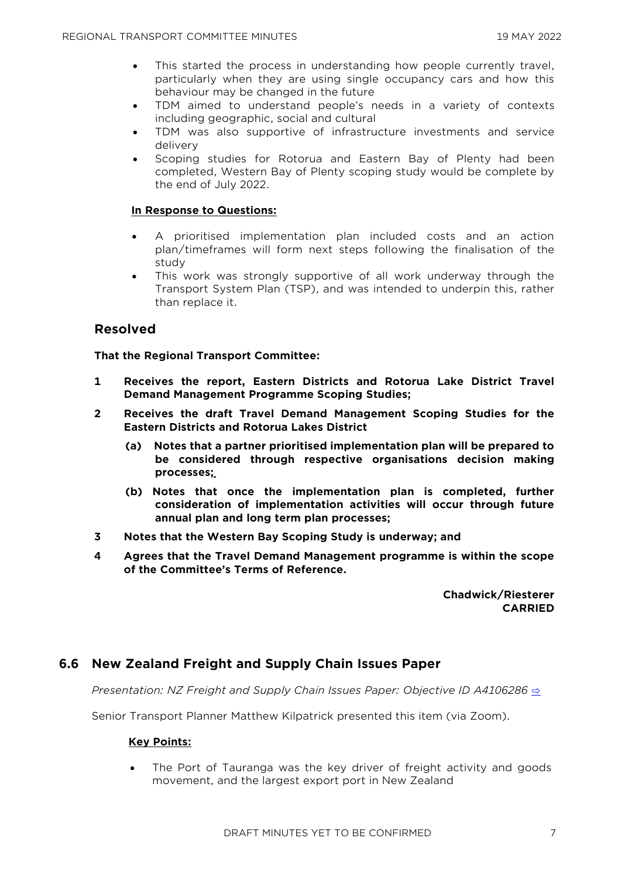- This started the process in understanding how people currently travel, particularly when they are using single occupancy cars and how this behaviour may be changed in the future
- TDM aimed to understand people's needs in a variety of contexts including geographic, social and cultural
- TDM was also supportive of infrastructure investments and service delivery
- Scoping studies for Rotorua and Eastern Bay of Plenty had been completed, Western Bay of Plenty scoping study would be complete by the end of July 2022.

**In Response to Questions:**

- A prioritised implementation plan included costs and an action plan/timeframes will form next steps following the finalisation of the study
- This work was strongly supportive of all work underway through the Transport System Plan (TSP), and was intended to underpin this, rather than replace it.

## Resolved

**That the Regional Transport Committee:**

**1 Receives the report, Eastern Districts and Rotorua Lake District Travel Demand Management Programme Scoping Studies;**

**2 Receives the draft Travel Demand Management Scoping Studies for the Eastern Districts and Rotorua Lakes District**

**(a) Notes that a partner prioritised implementation plan will be prepared to be considered through respective organisations decision making processes;**

**(b) Notes that once the implementation plan is completed, further consideration of implementation activities will occur through future annual plan and long term plan processes;**

**3 Notes that the Western Bay Scoping Study is underway; and**

**4 Agrees that the Travel Demand Management programme is within the scope of the Committee's Terms of Reference.**

**Chadwick/Riesterer**
**CARRIED**

## 6.6 New Zealand Freight and Supply Chain Issues Paper

*Presentation: NZ Freight and Supply Chain Issues Paper: Objective ID A4106286* ⇨

Senior Transport Planner Matthew Kilpatrick presented this item (via Zoom).

**Key Points:**

- The Port of Tauranga was the key driver of freight activity and goods movement, and the largest export port in New Zealand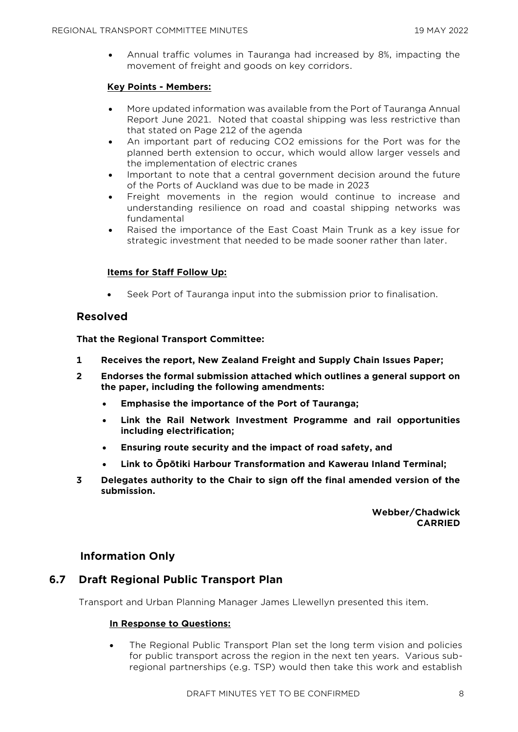- Annual traffic volumes in Tauranga had increased by 8%, impacting the movement of freight and goods on key corridors.

**Key Points - Members:**

- More updated information was available from the Port of Tauranga Annual Report June 2021. Noted that coastal shipping was less restrictive than that stated on Page 212 of the agenda
- An important part of reducing $CO_2$ emissions for the Port was for the planned berth extension to occur, which would allow larger vessels and the implementation of electric cranes
- Important to note that a central government decision around the future of the Ports of Auckland was due to be made in 2023
- Freight movements in the region would continue to increase and understanding resilience on road and coastal shipping networks was fundamental
- Raised the importance of the East Coast Main Trunk as a key issue for strategic investment that needed to be made sooner rather than later.

**Items for Staff Follow Up:**

- Seek Port of Tauranga input into the submission prior to finalisation.

## Resolved

**That the Regional Transport Committee:**

1. **Receives the report, New Zealand Freight and Supply Chain Issues Paper;**
2. **Endorses the formal submission attached which outlines a general support on the paper, including the following amendments:**
   - **Emphasise the importance of the Port of Tauranga;**
   - **Link the Rail Network Investment Programme and rail opportunities including electrification;**
   - **Ensuring route security and the impact of road safety, and**
   - **Link to Ōpōtiki Harbour Transformation and Kawerau Inland Terminal;**
3. **Delegates authority to the Chair to sign off the final amended version of the submission.**

**Webber/Chadwick**
**CARRIED**

## Information Only

## 6.7 Draft Regional Public Transport Plan

Transport and Urban Planning Manager James Llewellyn presented this item.

**In Response to Questions:**

- The Regional Public Transport Plan set the long term vision and policies for public transport across the region in the next ten years. Various sub-regional partnerships (e.g. TSP) would then take this work and establish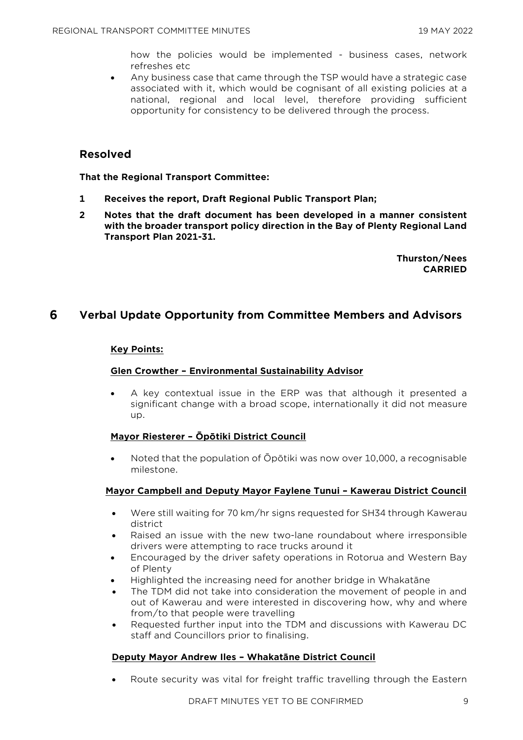how the policies would be implemented - business cases, network refreshes etc

- Any business case that came through the TSP would have a strategic case associated with it, which would be cognisant of all existing policies at a national, regional and local level, therefore providing sufficient opportunity for consistency to be delivered through the process.

### Resolved

**That the Regional Transport Committee:**

1. **Receives the report, Draft Regional Public Transport Plan;**
2. **Notes that the draft document has been developed in a manner consistent with the broader transport policy direction in the Bay of Plenty Regional Land Transport Plan 2021-31.**

**Thurston/Nees**
**CARRIED**

## 6 Verbal Update Opportunity from Committee Members and Advisors

**Key Points:**

**Glen Crowther – Environmental Sustainability Advisor**

- A key contextual issue in the ERP was that although it presented a significant change with a broad scope, internationally it did not measure up.

**Mayor Riesterer – Ōpōtiki District Council**

- Noted that the population of Ōpōtiki was now over 10,000, a recognisable milestone.

**Mayor Campbell and Deputy Mayor Faylene Tunui – Kawerau District Council**

- Were still waiting for 70 km/hr signs requested for SH34 through Kawerau district
- Raised an issue with the new two-lane roundabout where irresponsible drivers were attempting to race trucks around it
- Encouraged by the driver safety operations in Rotorua and Western Bay of Plenty
- Highlighted the increasing need for another bridge in Whakatāne
- The TDM did not take into consideration the movement of people in and out of Kawerau and were interested in discovering how, why and where from/to that people were travelling
- Requested further input into the TDM and discussions with Kawerau DC staff and Councillors prior to finalising.

**Deputy Mayor Andrew Iles – Whakatāne District Council**

- Route security was vital for freight traffic travelling through the Eastern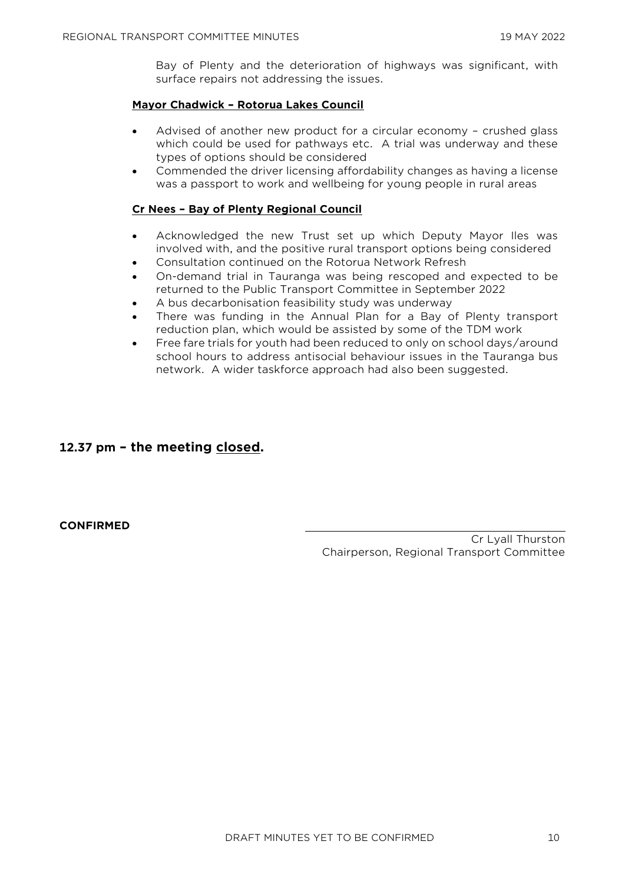Bay of Plenty and the deterioration of highways was significant, with surface repairs not addressing the issues.

**Mayor Chadwick – Rotorua Lakes Council**

- Advised of another new product for a circular economy – crushed glass which could be used for pathways etc. A trial was underway and these types of options should be considered
- Commended the driver licensing affordability changes as having a license was a passport to work and wellbeing for young people in rural areas

**Cr Nees – Bay of Plenty Regional Council**

- Acknowledged the new Trust set up which Deputy Mayor Iles was involved with, and the positive rural transport options being considered
- Consultation continued on the Rotorua Network Refresh
- On-demand trial in Tauranga was being rescoped and expected to be returned to the Public Transport Committee in September 2022
- A bus decarbonisation feasibility study was underway
- There was funding in the Annual Plan for a Bay of Plenty transport reduction plan, which would be assisted by some of the TDM work
- Free fare trials for youth had been reduced to only on school days/around school hours to address antisocial behaviour issues in the Tauranga bus network. A wider taskforce approach had also been suggested.

## 12.37 pm – the meeting closed.

**CONFIRMED**

Cr Lyall Thurston
Chairperson, Regional Transport Committee